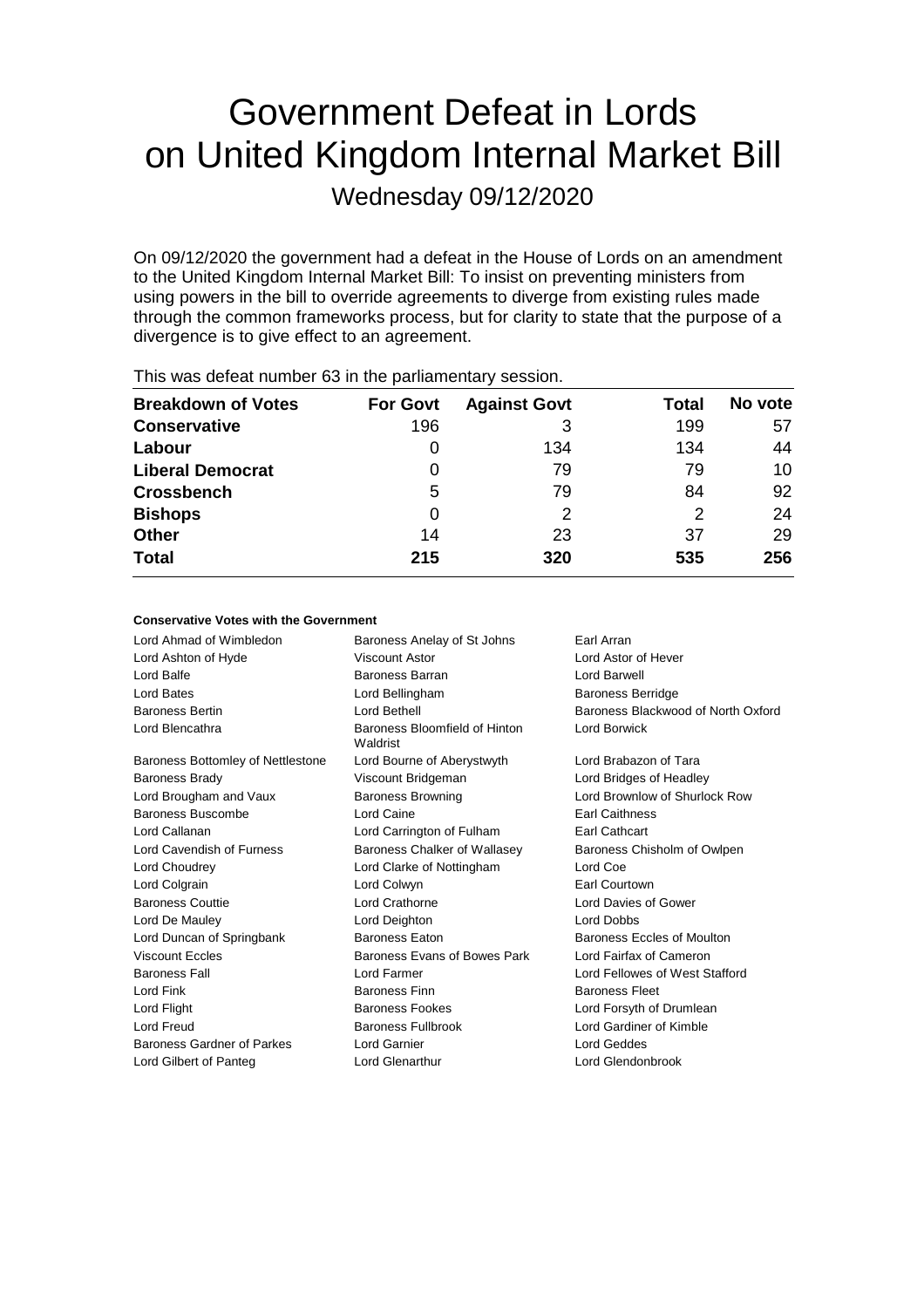# Government Defeat in Lords on United Kingdom Internal Market Bill

Wednesday 09/12/2020

On 09/12/2020 the government had a defeat in the House of Lords on an amendment to the United Kingdom Internal Market Bill: To insist on preventing ministers from using powers in the bill to override agreements to diverge from existing rules made through the common frameworks process, but for clarity to state that the purpose of a divergence is to give effect to an agreement.

This was defeat number 63 in the parliamentary session.

| Breakdown of Votes | For Govt | Against Govt | Total | No vote |
|---|---|---|---|---|
| **Conservative** | 196 | 3 | 199 | 57 |
| **Labour** | 0 | 134 | 134 | 44 |
| **Liberal Democrat** | 0 | 79 | 79 | 10 |
| **Crossbench** | 5 | 79 | 84 | 92 |
| **Bishops** | 0 | 2 | 2 | 24 |
| **Other** | 14 | 23 | 37 | 29 |
| **Total** | **215** | **320** | **535** | **256** |

**Conservative Votes with the Government**

| | | |
|---|---|---|
| Lord Ahmad of Wimbledon | Baroness Anelay of St Johns | Earl Arran |
| Lord Ashton of Hyde | Viscount Astor | Lord Astor of Hever |
| Lord Balfe | Baroness Barran | Lord Barwell |
| Lord Bates | Lord Bellingham | Baroness Berridge |
| Baroness Bertin | Lord Bethell | Baroness Blackwood of North Oxford |
| Lord Blencathra | Baroness Bloomfield of Hinton Waldrist | Lord Borwick |
| Baroness Bottomley of Nettlestone | Lord Bourne of Aberystwyth | Lord Brabazon of Tara |
| Baroness Brady | Viscount Bridgeman | Lord Bridges of Headley |
| Lord Brougham and Vaux | Baroness Browning | Lord Brownlow of Shurlock Row |
| Baroness Buscombe | Lord Caine | Earl Caithness |
| Lord Callanan | Lord Carrington of Fulham | Earl Cathcart |
| Lord Cavendish of Furness | Baroness Chalker of Wallasey | Baroness Chisholm of Owlpen |
| Lord Choudrey | Lord Clarke of Nottingham | Lord Coe |
| Lord Colgrain | Lord Colwyn | Earl Courtown |
| Baroness Couttie | Lord Crathorne | Lord Davies of Gower |
| Lord De Mauley | Lord Deighton | Lord Dobbs |
| Lord Duncan of Springbank | Baroness Eaton | Baroness Eccles of Moulton |
| Viscount Eccles | Baroness Evans of Bowes Park | Lord Fairfax of Cameron |
| Baroness Fall | Lord Farmer | Lord Fellowes of West Stafford |
| Lord Fink | Baroness Finn | Baroness Fleet |
| Lord Flight | Baroness Fookes | Lord Forsyth of Drumlean |
| Lord Freud | Baroness Fullbrook | Lord Gardiner of Kimble |
| Baroness Gardner of Parkes | Lord Garnier | Lord Geddes |
| Lord Gilbert of Panteg | Lord Glenarthur | Lord Glendonbrook |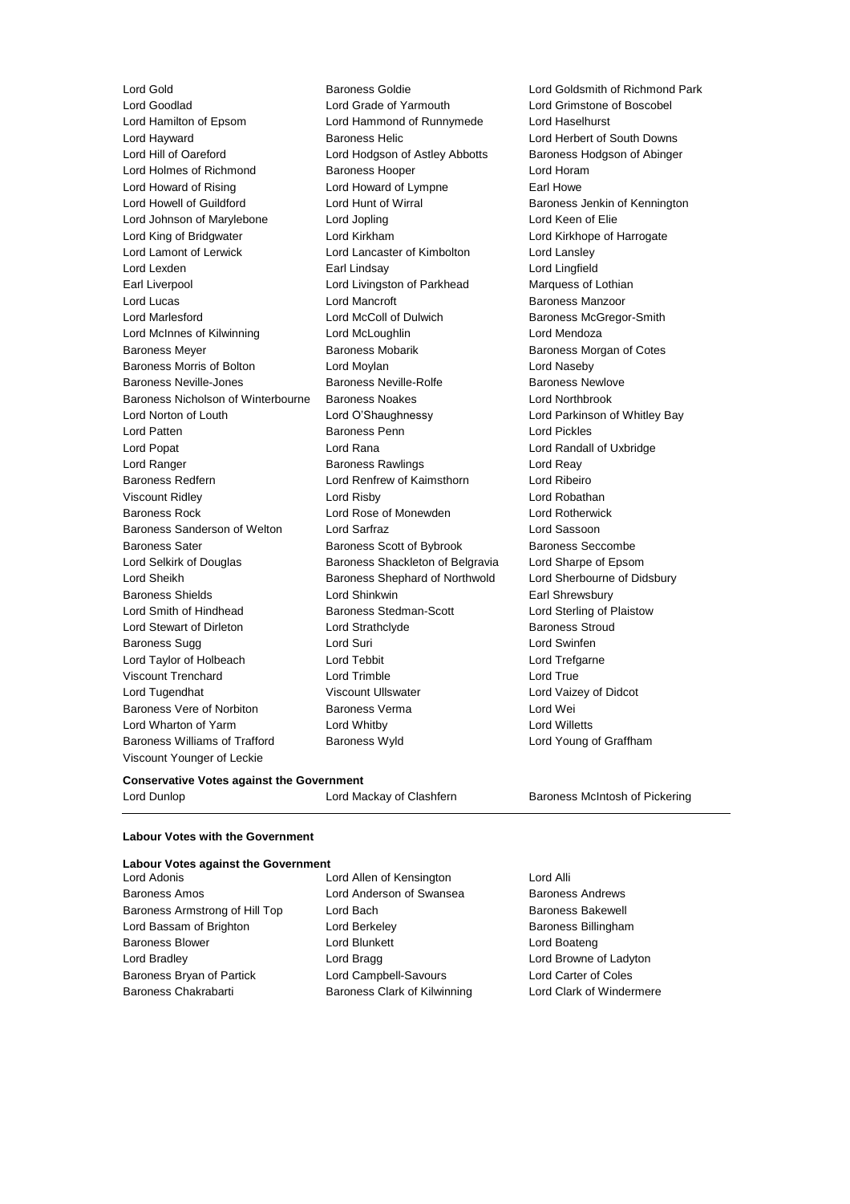Lord Gold
Baroness Goldie
Lord Goldsmith of Richmond Park
Lord Goodlad
Lord Grade of Yarmouth
Lord Grimstone of Boscobel
Lord Hamilton of Epsom
Lord Hammond of Runnymede
Lord Haselhurst
Lord Hayward
Baroness Helic
Lord Herbert of South Downs
Lord Hill of Oareford
Lord Hodgson of Astley Abbotts
Baroness Hodgson of Abinger
Lord Holmes of Richmond
Baroness Hooper
Lord Horam
Lord Howard of Rising
Lord Howard of Lympne
Earl Howe
Lord Howell of Guildford
Lord Hunt of Wirral
Baroness Jenkin of Kennington
Lord Johnson of Marylebone
Lord Jopling
Lord Keen of Elie
Lord King of Bridgwater
Lord Kirkham
Lord Kirkhope of Harrogate
Lord Lamont of Lerwick
Lord Lancaster of Kimbolton
Lord Lansley
Lord Lexden
Earl Lindsay
Lord Lingfield
Earl Liverpool
Lord Livingston of Parkhead
Marquess of Lothian
Lord Lucas
Lord Mancroft
Baroness Manzoor
Lord Marlesford
Lord McColl of Dulwich
Baroness McGregor-Smith
Lord McInnes of Kilwinning
Lord McLoughlin
Lord Mendoza
Baroness Meyer
Baroness Mobarik
Baroness Morgan of Cotes
Baroness Morris of Bolton
Lord Moylan
Lord Naseby
Baroness Neville-Jones
Baroness Neville-Rolfe
Baroness Newlove
Baroness Nicholson of Winterbourne
Baroness Noakes
Lord Northbrook
Lord Norton of Louth
Lord O'Shaughnessy
Lord Parkinson of Whitley Bay
Lord Patten
Baroness Penn
Lord Pickles
Lord Popat
Lord Rana
Lord Randall of Uxbridge
Lord Ranger
Baroness Rawlings
Lord Reay
Baroness Redfern
Lord Renfrew of Kaimsthorn
Lord Ribeiro
Viscount Ridley
Lord Risby
Lord Robathan
Baroness Rock
Lord Rose of Monewden
Lord Rotherwick
Baroness Sanderson of Welton
Lord Sarfraz
Lord Sassoon
Baroness Sater
Baroness Scott of Bybrook
Baroness Seccombe
Lord Selkirk of Douglas
Baroness Shackleton of Belgravia
Lord Sharpe of Epsom
Lord Sheikh
Baroness Shephard of Northwold
Lord Sherbourne of Didsbury
Baroness Shields
Lord Shinkwin
Earl Shrewsbury
Lord Smith of Hindhead
Baroness Stedman-Scott
Lord Sterling of Plaistow
Lord Stewart of Dirleton
Lord Strathclyde
Baroness Stroud
Baroness Sugg
Lord Suri
Lord Swinfen
Lord Taylor of Holbeach
Lord Tebbit
Lord Trefgarne
Viscount Trenchard
Lord Trimble
Lord True
Lord Tugendhat
Viscount Ullswater
Lord Vaizey of Didcot
Baroness Vere of Norbiton
Baroness Verma
Lord Wei
Lord Wharton of Yarm
Lord Whitby
Lord Willetts
Baroness Williams of Trafford
Baroness Wyld
Lord Young of Graffham
Viscount Younger of Leckie

**Conservative Votes against the Government**

Lord Dunlop
Lord Mackay of Clashfern
Baroness McIntosh of Pickering

---

**Labour Votes with the Government**

**Labour Votes against the Government**

Lord Adonis
Lord Allen of Kensington
Lord Alli
Baroness Amos
Lord Anderson of Swansea
Baroness Andrews
Baroness Armstrong of Hill Top
Lord Bach
Baroness Bakewell
Lord Bassam of Brighton
Lord Berkeley
Baroness Billingham
Baroness Blower
Lord Blunkett
Lord Boateng
Lord Bradley
Lord Bragg
Lord Browne of Ladyton
Baroness Bryan of Partick
Lord Campbell-Savours
Lord Carter of Coles
Baroness Chakrabarti
Baroness Clark of Kilwinning
Lord Clark of Windermere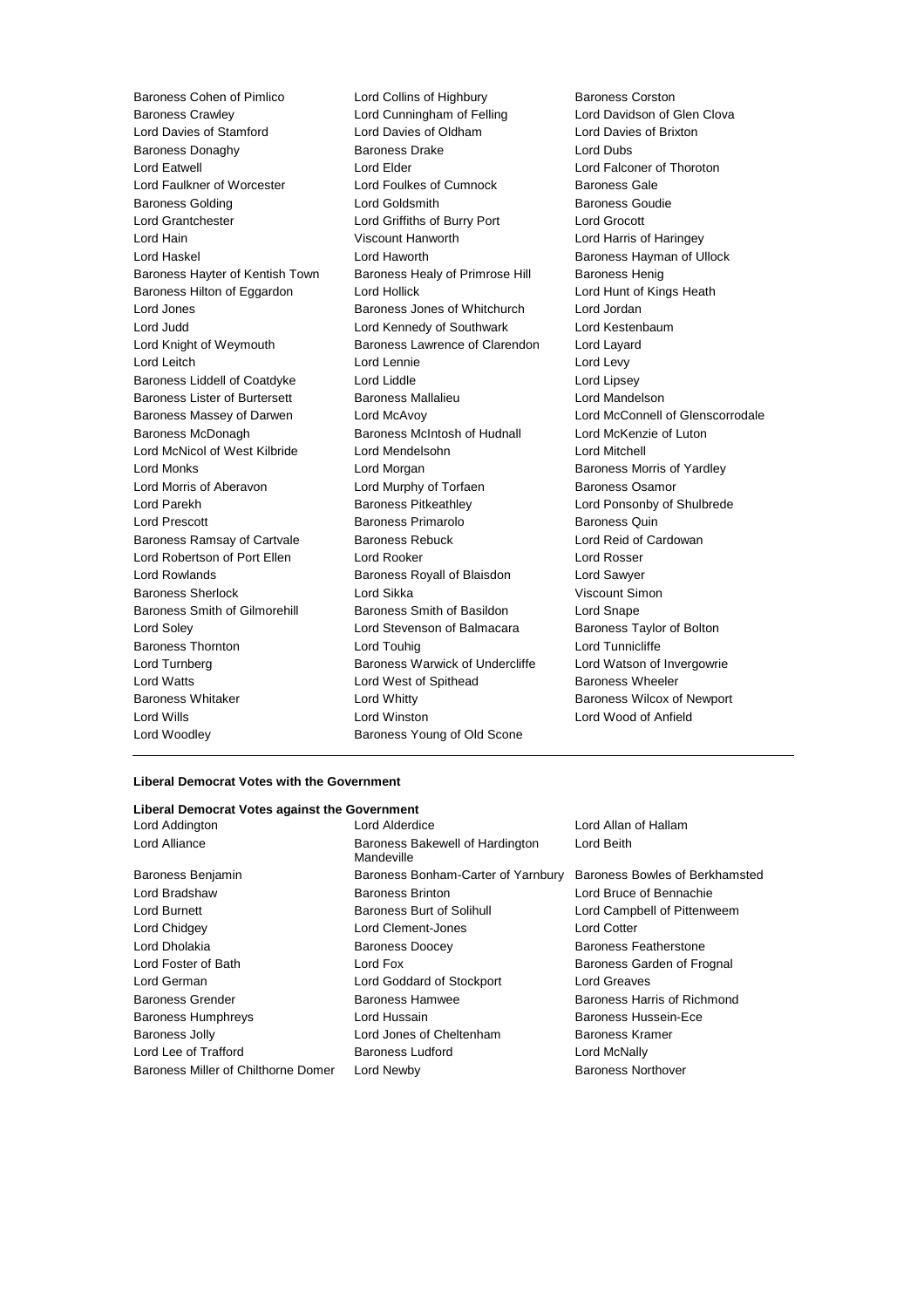Baroness Cohen of Pimlico
Lord Collins of Highbury
Baroness Corston
Baroness Crawley
Lord Cunningham of Felling
Lord Davidson of Glen Clova
Lord Davies of Stamford
Lord Davies of Oldham
Lord Davies of Brixton
Baroness Donaghy
Baroness Drake
Lord Dubs
Lord Eatwell
Lord Elder
Lord Falconer of Thoroton
Lord Faulkner of Worcester
Lord Foulkes of Cumnock
Baroness Gale
Baroness Golding
Lord Goldsmith
Baroness Goudie
Lord Grantchester
Lord Griffiths of Burry Port
Lord Grocott
Lord Hain
Viscount Hanworth
Lord Harris of Haringey
Lord Haskel
Lord Haworth
Baroness Hayman of Ullock
Baroness Hayter of Kentish Town
Baroness Healy of Primrose Hill
Baroness Henig
Baroness Hilton of Eggardon
Lord Hollick
Lord Hunt of Kings Heath
Lord Jones
Baroness Jones of Whitchurch
Lord Jordan
Lord Judd
Lord Kennedy of Southwark
Lord Kestenbaum
Lord Knight of Weymouth
Baroness Lawrence of Clarendon
Lord Layard
Lord Leitch
Lord Lennie
Lord Levy
Baroness Liddell of Coatdyke
Lord Liddle
Lord Lipsey
Baroness Lister of Burtersett
Baroness Mallalieu
Lord Mandelson
Baroness Massey of Darwen
Lord McAvoy
Lord McConnell of Glenscorrodale
Baroness McDonagh
Baroness McIntosh of Hudnall
Lord McKenzie of Luton
Lord McNicol of West Kilbride
Lord Mendelsohn
Lord Mitchell
Lord Monks
Lord Morgan
Baroness Morris of Yardley
Lord Morris of Aberavon
Lord Murphy of Torfaen
Baroness Osamor
Lord Parekh
Baroness Pitkeathley
Lord Ponsonby of Shulbrede
Lord Prescott
Baroness Primarolo
Baroness Quin
Baroness Ramsay of Cartvale
Baroness Rebuck
Lord Reid of Cardowan
Lord Robertson of Port Ellen
Lord Rooker
Lord Rosser
Lord Rowlands
Baroness Royall of Blaisdon
Lord Sawyer
Baroness Sherlock
Lord Sikka
Viscount Simon
Baroness Smith of Gilmorehill
Baroness Smith of Basildon
Lord Snape
Lord Soley
Lord Stevenson of Balmacara
Baroness Taylor of Bolton
Baroness Thornton
Lord Touhig
Lord Tunnicliffe
Lord Turnberg
Baroness Warwick of Undercliffe
Lord Watson of Invergowrie
Lord Watts
Lord West of Spithead
Baroness Wheeler
Baroness Whitaker
Lord Whitty
Baroness Wilcox of Newport
Lord Wills
Lord Winston
Lord Wood of Anfield
Lord Woodley
Baroness Young of Old Scone

---

**Liberal Democrat Votes with the Government**

**Liberal Democrat Votes against the Government**

Lord Addington
Lord Alderdice
Lord Allan of Hallam
Lord Alliance
Baroness Bakewell of Hardington Mandeville
Lord Beith
Baroness Benjamin
Baroness Bonham-Carter of Yarnbury
Baroness Bowles of Berkhamsted
Lord Bradshaw
Baroness Brinton
Lord Bruce of Bennachie
Lord Burnett
Baroness Burt of Solihull
Lord Campbell of Pittenweem
Lord Chidgey
Lord Clement-Jones
Lord Cotter
Lord Dholakia
Baroness Doocey
Baroness Featherstone
Lord Foster of Bath
Lord Fox
Baroness Garden of Frognal
Lord German
Lord Goddard of Stockport
Lord Greaves
Baroness Grender
Baroness Hamwee
Baroness Harris of Richmond
Baroness Humphreys
Lord Hussain
Baroness Hussein-Ece
Baroness Jolly
Lord Jones of Cheltenham
Baroness Kramer
Lord Lee of Trafford
Baroness Ludford
Lord McNally
Baroness Miller of Chilthorne Domer
Lord Newby
Baroness Northover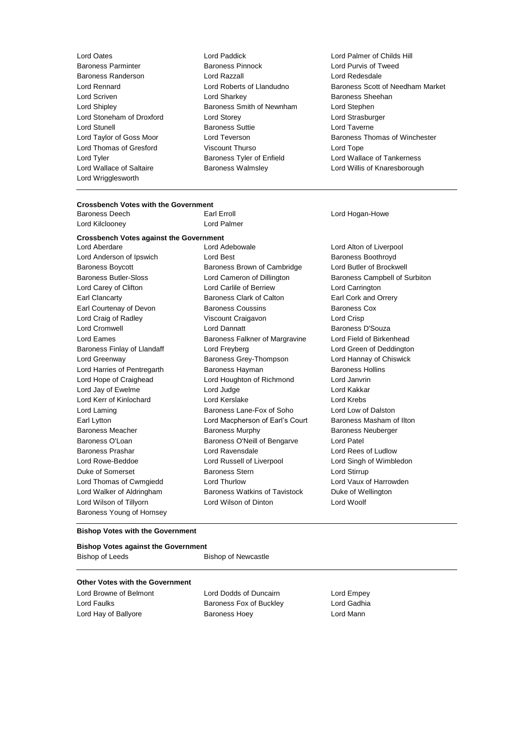Lord Oates
Lord Paddick
Lord Palmer of Childs Hill
Baroness Parminter
Baroness Pinnock
Lord Purvis of Tweed
Baroness Randerson
Lord Razzall
Lord Redesdale
Lord Rennard
Lord Roberts of Llandudno
Baroness Scott of Needham Market
Lord Scriven
Lord Sharkey
Baroness Sheehan
Lord Shipley
Baroness Smith of Newnham
Lord Stephen
Lord Stoneham of Droxford
Lord Storey
Lord Strasburger
Lord Stunell
Baroness Suttie
Lord Taverne
Lord Taylor of Goss Moor
Lord Teverson
Baroness Thomas of Winchester
Lord Thomas of Gresford
Viscount Thurso
Lord Tope
Lord Tyler
Baroness Tyler of Enfield
Lord Wallace of Tankerness
Lord Wallace of Saltaire
Baroness Walmsley
Lord Willis of Knaresborough
Lord Wrigglesworth

---

**Crossbench Votes with the Government**

Baroness Deech
Earl Erroll
Lord Hogan-Howe
Lord Kilclooney
Lord Palmer

**Crossbench Votes against the Government**

Lord Aberdare
Lord Adebowale
Lord Alton of Liverpool
Lord Anderson of Ipswich
Lord Best
Baroness Boothroyd
Baroness Boycott
Baroness Brown of Cambridge
Lord Butler of Brockwell
Baroness Butler-Sloss
Lord Cameron of Dillington
Baroness Campbell of Surbiton
Lord Carey of Clifton
Lord Carlile of Berriew
Lord Carrington
Earl Clancarty
Baroness Clark of Calton
Earl Cork and Orrery
Earl Courtenay of Devon
Baroness Coussins
Baroness Cox
Lord Craig of Radley
Viscount Craigavon
Lord Crisp
Lord Cromwell
Lord Dannatt
Baroness D'Souza
Lord Eames
Baroness Falkner of Margravine
Lord Field of Birkenhead
Baroness Finlay of Llandaff
Lord Freyberg
Lord Green of Deddington
Lord Greenway
Baroness Grey-Thompson
Lord Hannay of Chiswick
Lord Harries of Pentregarth
Baroness Hayman
Baroness Hollins
Lord Hope of Craighead
Lord Houghton of Richmond
Lord Janvrin
Lord Jay of Ewelme
Lord Judge
Lord Kakkar
Lord Kerr of Kinlochard
Lord Kerslake
Lord Krebs
Lord Laming
Baroness Lane-Fox of Soho
Lord Low of Dalston
Earl Lytton
Lord Macpherson of Earl's Court
Baroness Masham of Ilton
Baroness Meacher
Baroness Murphy
Baroness Neuberger
Baroness O'Loan
Baroness O'Neill of Bengarve
Lord Patel
Baroness Prashar
Lord Ravensdale
Lord Rees of Ludlow
Lord Rowe-Beddoe
Lord Russell of Liverpool
Lord Singh of Wimbledon
Duke of Somerset
Baroness Stern
Lord Stirrup
Lord Thomas of Cwmgiedd
Lord Thurlow
Lord Vaux of Harrowden
Lord Walker of Aldringham
Baroness Watkins of Tavistock
Duke of Wellington
Lord Wilson of Tillyorn
Lord Wilson of Dinton
Lord Woolf
Baroness Young of Hornsey

---

**Bishop Votes with the Government**

**Bishop Votes against the Government**

Bishop of Leeds
Bishop of Newcastle

---

**Other Votes with the Government**

Lord Browne of Belmont
Lord Dodds of Duncairn
Lord Empey
Lord Faulks
Baroness Fox of Buckley
Lord Gadhia
Lord Hay of Ballyore
Baroness Hoey
Lord Mann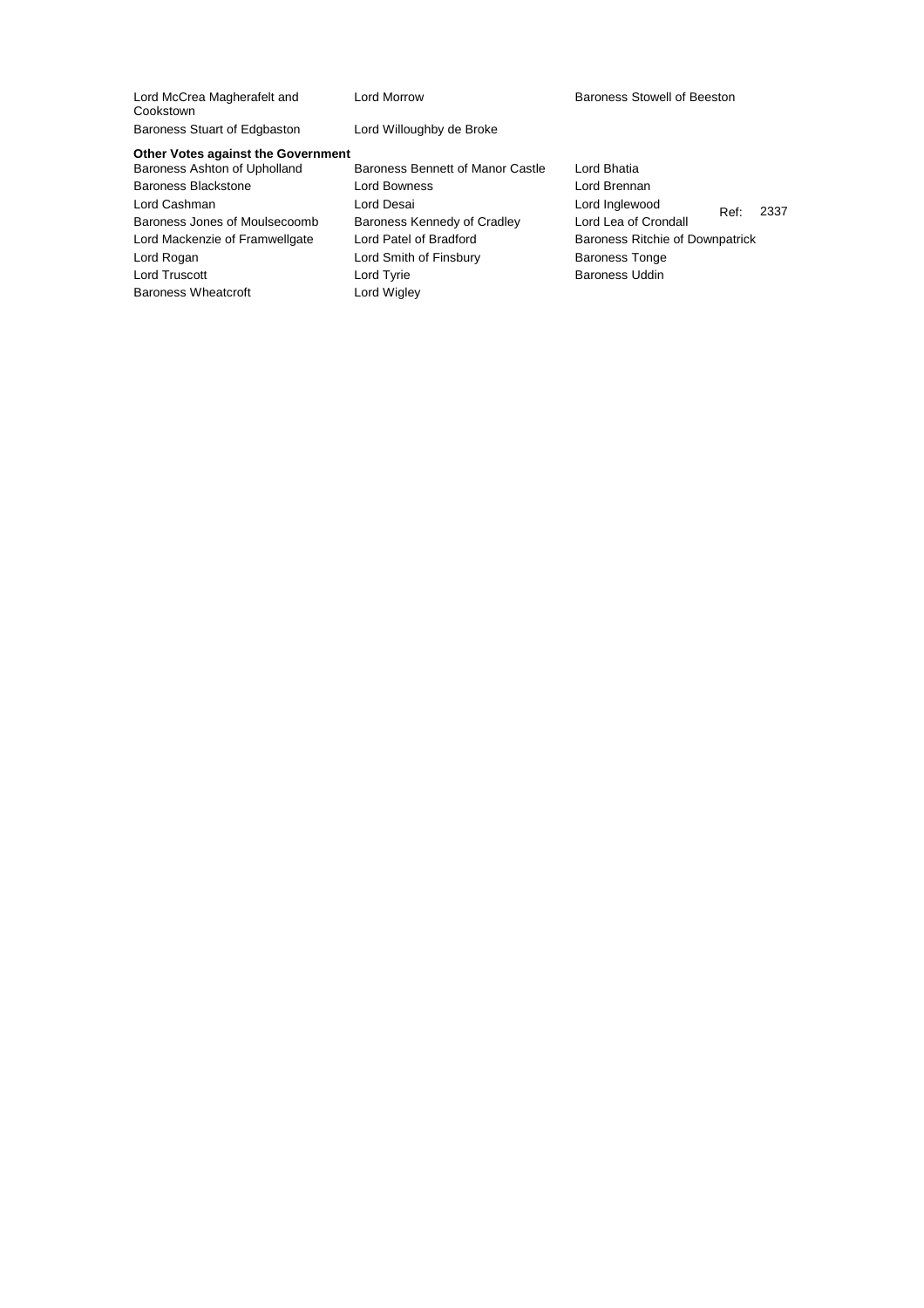| | | |
|---|---|---|
| Lord McCrea Magherafelt and Cookstown | Lord Morrow | Baroness Stowell of Beeston |
| Baroness Stuart of Edgbaston | Lord Willoughby de Broke | |

**Other Votes against the Government**

| | | |
|---|---|---|
| Baroness Ashton of Upholland | Baroness Bennett of Manor Castle | Lord Bhatia |
| Baroness Blackstone | Lord Bowness | Lord Brennan |
| Lord Cashman | Lord Desai | Lord Inglewood |
| Baroness Jones of Moulsecoomb | Baroness Kennedy of Cradley | Lord Lea of Crondall |
| Lord Mackenzie of Framwellgate | Lord Patel of Bradford | Baroness Ritchie of Downpatrick |
| Lord Rogan | Lord Smith of Finsbury | Baroness Tonge |
| Lord Truscott | Lord Tyrie | Baroness Uddin |
| Baroness Wheatcroft | Lord Wigley | |

Ref: 2337